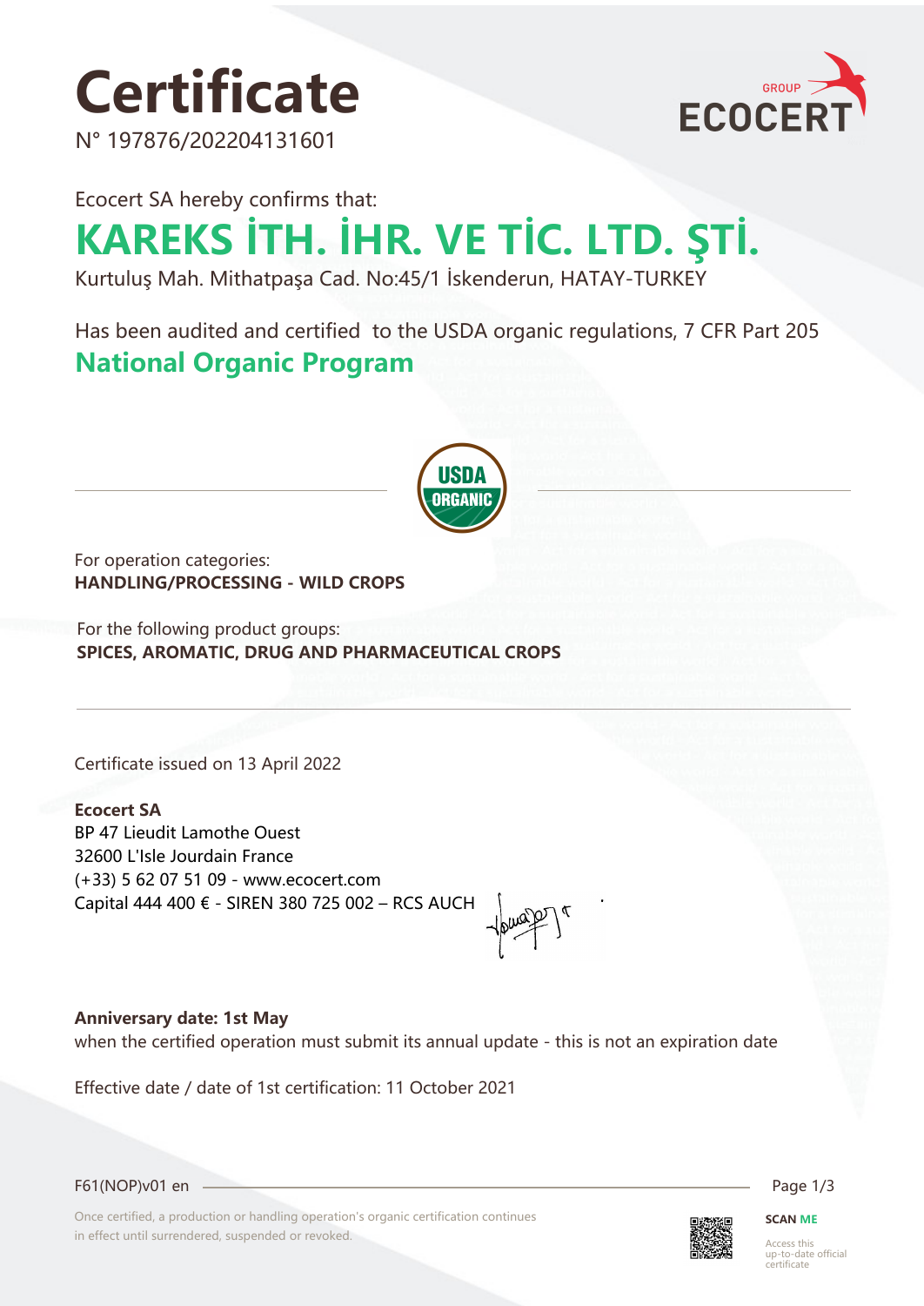# Certificate

N° 197876/202204131601

Ecocert SA hereby confirms that:

## KAREKS İTH. İHR. VE TİC. LTD. ŞTİ.

Kurtuluş Mah. Mithatpaşa Cad. No:45/1 İskenderun, HATAY-TURKEY

Has been audited and certified to the USDA organic regulations, 7 CFR Part 205

## National Organic Program

For operation categories:
**HANDLING/PROCESSING - WILD CROPS**

For the following product groups:
**SPICES, AROMATIC, DRUG AND PHARMACEUTICAL CROPS**

Certificate issued on 13 April 2022

**Ecocert SA**
BP 47 Lieudit Lamothe Ouest
32600 L'Isle Jourdain France
(+33) 5 62 07 51 09 - www.ecocert.com
Capital 444 400 € - SIREN 380 725 002 – RCS AUCH

**Anniversary date: 1st May**
when the certified operation must submit its annual update - this is not an expiration date

Effective date / date of 1st certification: 11 October 2021

F61(NOP)v01 en

Once certified, a production or handling operation's organic certification continues in effect until surrendered, suspended or revoked.

**SCAN ME**
Access this up-to-date official certificate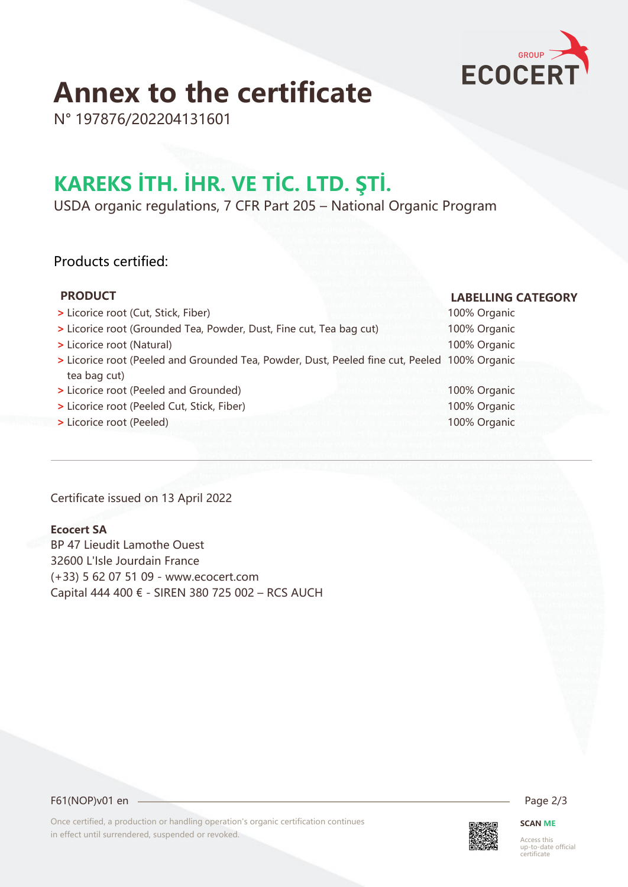# Annex to the certificate

N° 197876/202204131601

## KAREKS İTH. İHR. VE TİC. LTD. ŞTİ.

USDA organic regulations, 7 CFR Part 205 – National Organic Program

Products certified:

| PRODUCT | LABELLING CATEGORY |
| --- | --- |
| > Licorice root (Cut, Stick, Fiber) | 100% Organic |
| > Licorice root (Grounded Tea, Powder, Dust, Fine cut, Tea bag cut) | 100% Organic |
| > Licorice root (Natural) | 100% Organic |
| > Licorice root (Peeled and Grounded Tea, Powder, Dust, Peeled fine cut, Peeled tea bag cut) | 100% Organic |
| > Licorice root (Peeled and Grounded) | 100% Organic |
| > Licorice root (Peeled Cut, Stick, Fiber) | 100% Organic |
| > Licorice root (Peeled) | 100% Organic |

Certificate issued on 13 April 2022

**Ecocert SA**
BP 47 Lieudit Lamothe Ouest
32600 L'Isle Jourdain France
(+33) 5 62 07 51 09 - www.ecocert.com
Capital 444 400 € - SIREN 380 725 002 – RCS AUCH

F61(NOP)v01 en

Once certified, a production or handling operation's organic certification continues in effect until surrendered, suspended or revoked.

SCAN ME
Access this up-to-date official certificate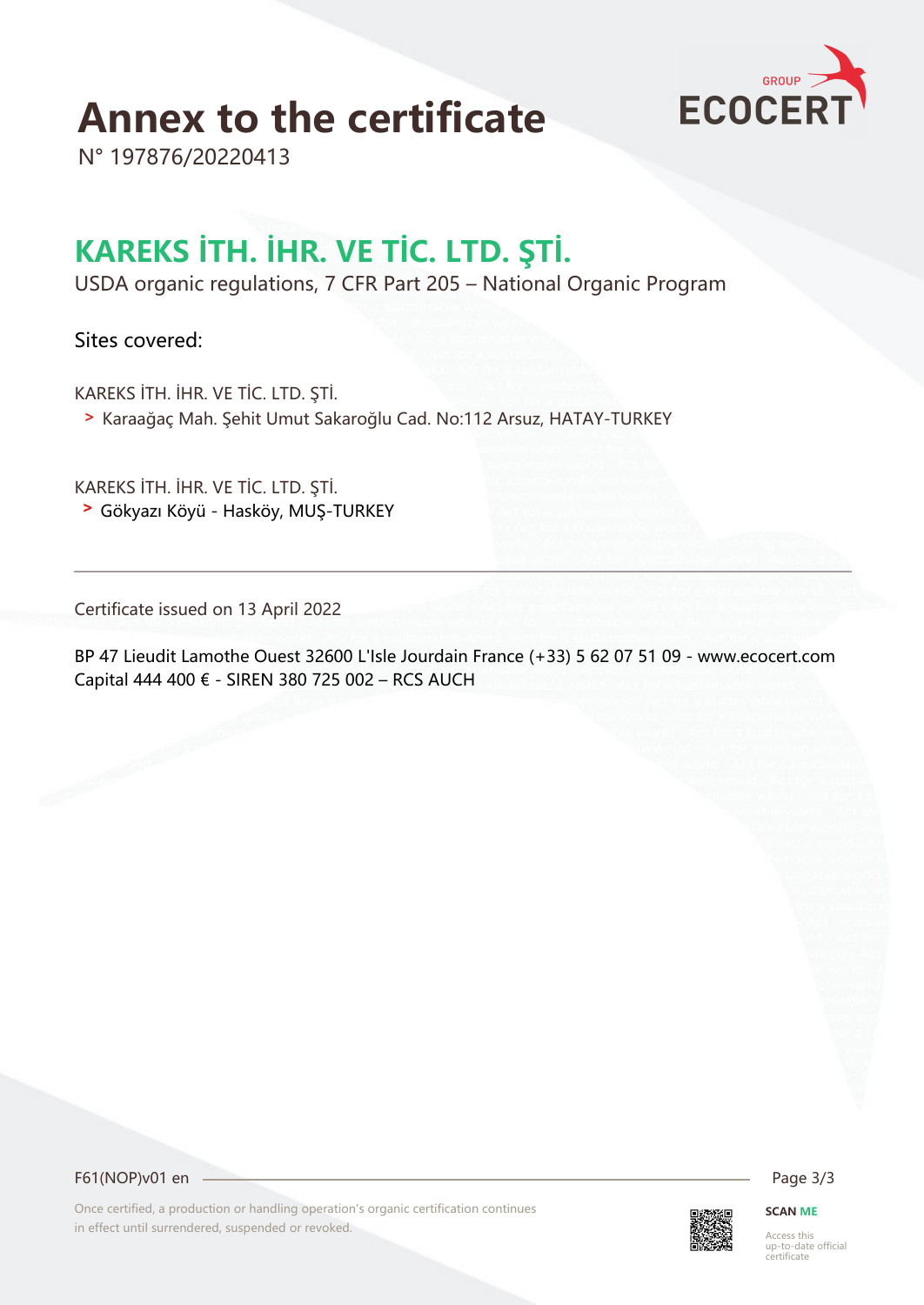# Annex to the certificate

N° 197876/20220413

## KAREKS İTH. İHR. VE TİC. LTD. ŞTİ.

USDA organic regulations, 7 CFR Part 205 – National Organic Program

Sites covered:

KAREKS İTH. İHR. VE TİC. LTD. ŞTİ.

> Karaağaç Mah. Şehit Umut Sakaroğlu Cad. No:112 Arsuz, HATAY-TURKEY

KAREKS İTH. İHR. VE TİC. LTD. ŞTİ.

> Gökyazı Köyü - Hasköy, MUŞ-TURKEY

---

Certificate issued on 13 April 2022

BP 47 Lieudit Lamothe Ouest 32600 L'Isle Jourdain France (+33) 5 62 07 51 09 - www.ecocert.com
Capital 444 400 € - SIREN 380 725 002 – RCS AUCH

F61(NOP)v01 en

Once certified, a production or handling operation's organic certification continues in effect until surrendered, suspended or revoked.

SCAN ME

Access this up-to-date official certificate